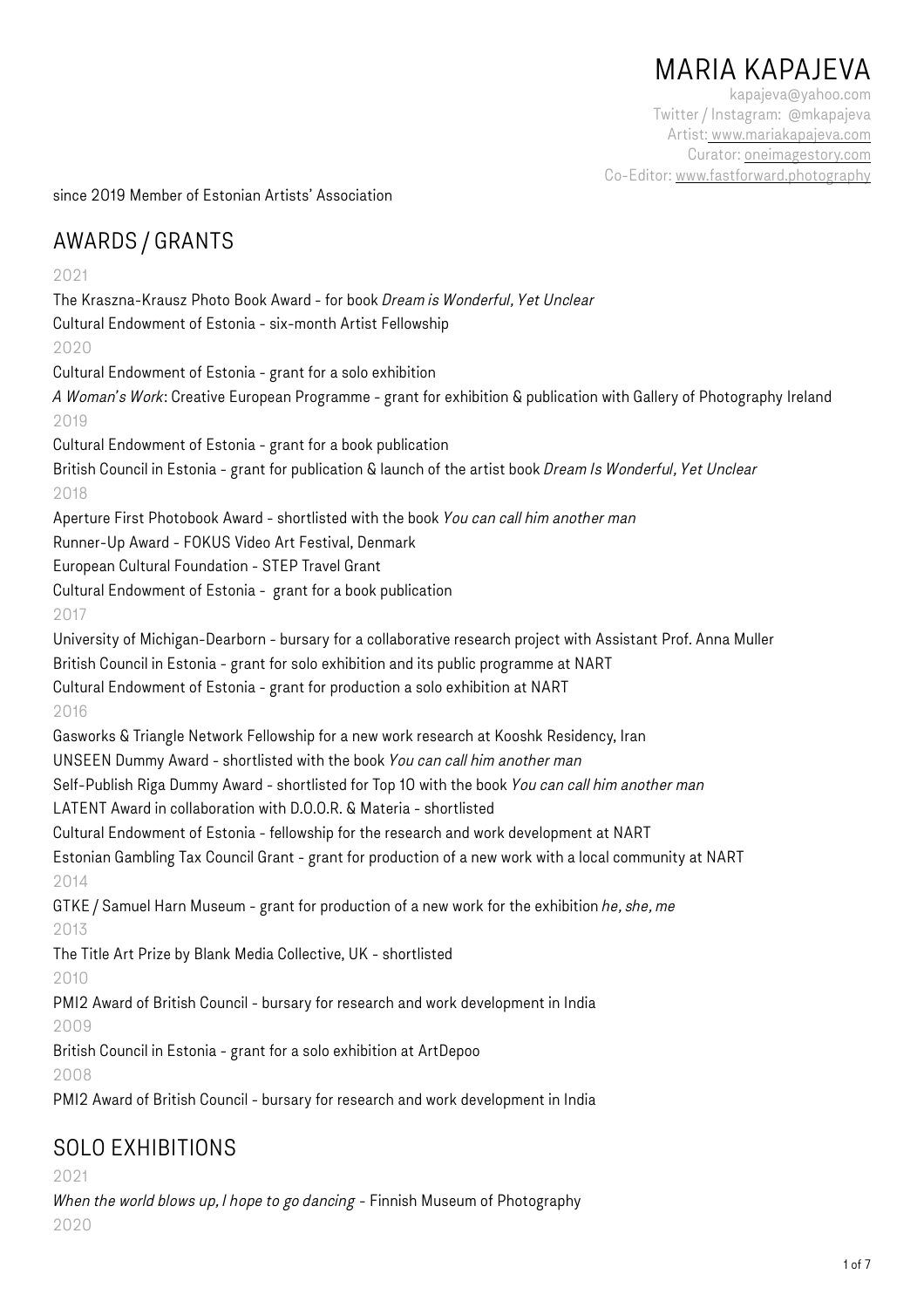# MARIA KAPAJEVA

kapajeva@yahoo.com
Twitter / Instagram: @mkapajeva
Artist: www.mariakapajeva.com
Curator: oneimagestory.com
Co-Editor: www.fastforward.photography

since 2019 Member of Estonian Artists' Association

## AWARDS / GRANTS

2021

The Kraszna-Krausz Photo Book Award - for book *Dream is Wonderful, Yet Unclear*
Cultural Endowment of Estonia - six-month Artist Fellowship

2020

Cultural Endowment of Estonia - grant for a solo exhibition
*A Woman's Work*: Creative European Programme - grant for exhibition & publication with Gallery of Photography Ireland

2019

Cultural Endowment of Estonia - grant for a book publication
British Council in Estonia - grant for publication & launch of the artist book *Dream Is Wonderful, Yet Unclear*

2018

Aperture First Photobook Award - shortlisted with the book *You can call him another man*
Runner-Up Award - FOKUS Video Art Festival, Denmark
European Cultural Foundation - STEP Travel Grant
Cultural Endowment of Estonia - grant for a book publication

2017

University of Michigan-Dearborn - bursary for a collaborative research project with Assistant Prof. Anna Muller
British Council in Estonia - grant for solo exhibition and its public programme at NART
Cultural Endowment of Estonia - grant for production a solo exhibition at NART

2016

Gasworks & Triangle Network Fellowship for a new work research at Kooshk Residency, Iran
UNSEEN Dummy Award - shortlisted with the book *You can call him another man*
Self-Publish Riga Dummy Award - shortlisted for Top 10 with the book *You can call him another man*
LATENT Award in collaboration with D.O.O.R. & Materia - shortlisted
Cultural Endowment of Estonia - fellowship for the research and work development at NART
Estonian Gambling Tax Council Grant - grant for production of a new work with a local community at NART

2014

GTKE / Samuel Harn Museum - grant for production of a new work for the exhibition *he, she, me*

2013

The Title Art Prize by Blank Media Collective, UK - shortlisted

2010

PMI2 Award of British Council - bursary for research and work development in India

2009

British Council in Estonia - grant for a solo exhibition at ArtDepoo

2008

PMI2 Award of British Council - bursary for research and work development in India

## SOLO EXHIBITIONS

2021

*When the world blows up, I hope to go dancing* - Finnish Museum of Photography

2020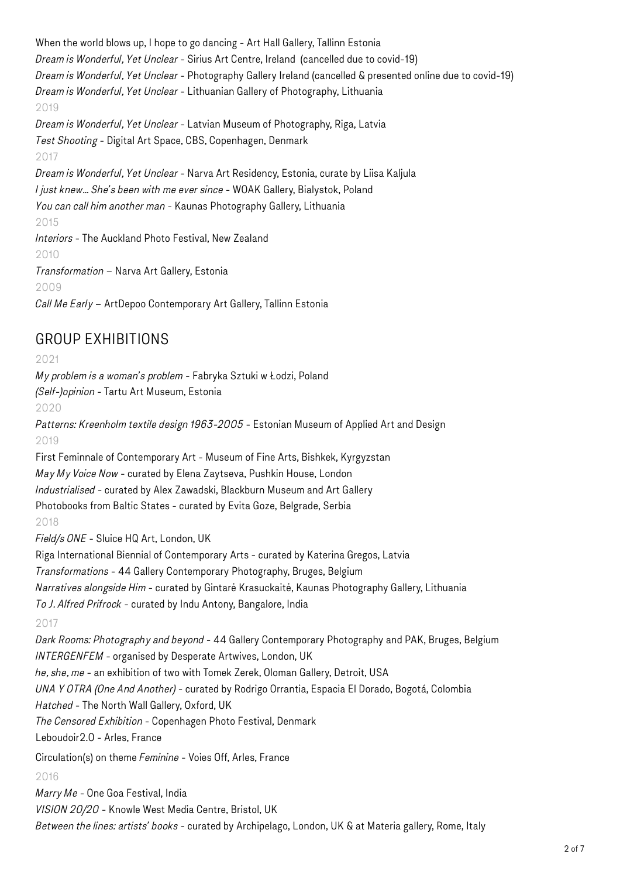When the world blows up, I hope to go dancing - Art Hall Gallery, Tallinn Estonia
*Dream is Wonderful, Yet Unclear* - Sirius Art Centre, Ireland (cancelled due to covid-19)
*Dream is Wonderful, Yet Unclear* - Photography Gallery Ireland (cancelled & presented online due to covid-19)
*Dream is Wonderful, Yet Unclear* - Lithuanian Gallery of Photography, Lithuania

2019

*Dream is Wonderful, Yet Unclear* - Latvian Museum of Photography, Riga, Latvia
*Test Shooting* - Digital Art Space, CBS, Copenhagen, Denmark

2017

*Dream is Wonderful, Yet Unclear* - Narva Art Residency, Estonia, curate by Liisa Kaljula
*I just knew... She's been with me ever since* - WOAK Gallery, Bialystok, Poland
*You can call him another man* - Kaunas Photography Gallery, Lithuania

2015

*Interiors* - The Auckland Photo Festival, New Zealand

2010

*Transformation* – Narva Art Gallery, Estonia

2009

*Call Me Early* – ArtDepoo Contemporary Art Gallery, Tallinn Estonia

## GROUP EXHIBITIONS

2021

*My problem is a woman's problem* - Fabryka Sztuki w Łodzi, Poland
*(Self-)opinion* - Tartu Art Museum, Estonia

2020

*Patterns: Kreenholm textile design 1963-2005* - Estonian Museum of Applied Art and Design

2019

First Feminnale of Contemporary Art - Museum of Fine Arts, Bishkek, Kyrgyzstan
*May My Voice Now* - curated by Elena Zaytseva, Pushkin House, London
*Industrialised* - curated by Alex Zawadski, Blackburn Museum and Art Gallery
Photobooks from Baltic States - curated by Evita Goze, Belgrade, Serbia

2018

*Field/s ONE* - Sluice HQ Art, London, UK
Riga International Biennial of Contemporary Arts - curated by Katerina Gregos, Latvia
*Transformations* - 44 Gallery Contemporary Photography, Bruges, Belgium
*Narratives alongside Him* - curated by Gintarė Krasuckaitė, Kaunas Photography Gallery, Lithuania
*To J. Alfred Prifrock* - curated by Indu Antony, Bangalore, India

2017

*Dark Rooms: Photography and beyond* - 44 Gallery Contemporary Photography and PAK, Bruges, Belgium
*INTERGENFEM* - organised by Desperate Artwives, London, UK
*he, she, me* - an exhibition of two with Tomek Zerek, Oloman Gallery, Detroit, USA
*UNA Y OTRA (One And Another)* - curated by Rodrigo Orrantia, Espacia El Dorado, Bogotá, Colombia
*Hatched* - The North Wall Gallery, Oxford, UK
*The Censored Exhibition* - Copenhagen Photo Festival, Denmark
Leboudoir2.0 - Arles, France
Circulation(s) on theme *Feminine* - Voies Off, Arles, France

2016

*Marry Me* - One Goa Festival, India
*VISION 20/20* - Knowle West Media Centre, Bristol, UK
*Between the lines: artists' books* - curated by Archipelago, London, UK & at Materia gallery, Rome, Italy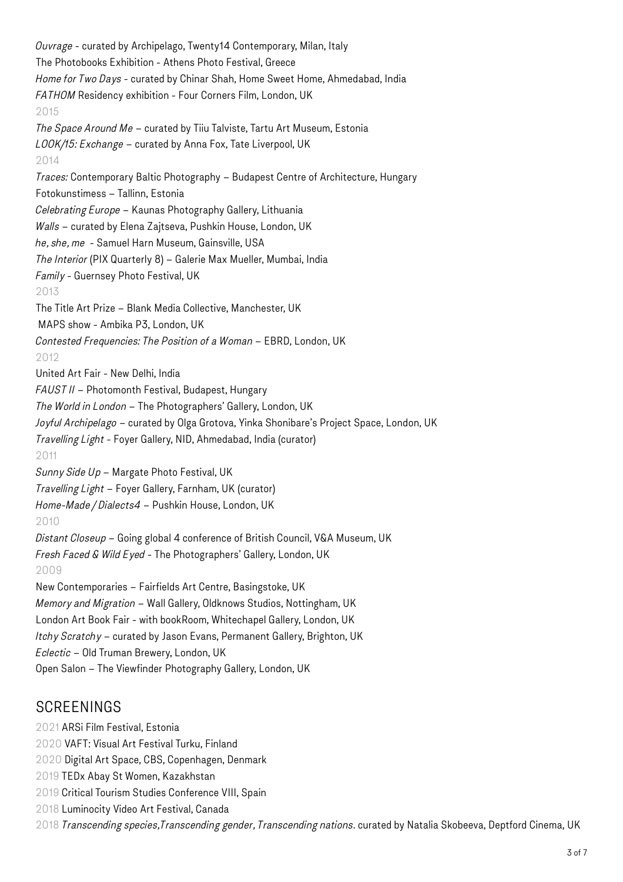*Ouvrage* - curated by Archipelago, Twenty14 Contemporary, Milan, Italy
The Photobooks Exhibition - Athens Photo Festival, Greece
*Home for Two Days* - curated by Chinar Shah, Home Sweet Home, Ahmedabad, India
*FATHOM* Residency exhibition - Four Corners Film, London, UK

2015

*The Space Around Me* – curated by Tiiu Talviste, Tartu Art Museum, Estonia
*LOOK/15: Exchange* – curated by Anna Fox, Tate Liverpool, UK

2014

*Traces:* Contemporary Baltic Photography – Budapest Centre of Architecture, Hungary
Fotokunstimess – Tallinn, Estonia
*Celebrating Europe* – Kaunas Photography Gallery, Lithuania
*Walls* – curated by Elena Zajtseva, Pushkin House, London, UK
*he, she, me* - Samuel Harn Museum, Gainsville, USA
*The Interior* (PIX Quarterly 8) – Galerie Max Mueller, Mumbai, India
*Family* - Guernsey Photo Festival, UK

2013

The Title Art Prize – Blank Media Collective, Manchester, UK
MAPS show - Ambika P3, London, UK
*Contested Frequencies: The Position of a Woman* – EBRD, London, UK

2012

United Art Fair - New Delhi, India
*FAUST II* – Photomonth Festival, Budapest, Hungary
*The World in London* – The Photographers' Gallery, London, UK
*Joyful Archipelago* – curated by Olga Grotova, Yinka Shonibare's Project Space, London, UK
*Travelling Light* - Foyer Gallery, NID, Ahmedabad, India (curator)

2011

*Sunny Side Up* – Margate Photo Festival, UK
*Travelling Light* – Foyer Gallery, Farnham, UK (curator)
*Home-Made / Dialects4* – Pushkin House, London, UK

2010

*Distant Closeup* – Going global 4 conference of British Council, V&A Museum, UK
*Fresh Faced & Wild Eyed* - The Photographers' Gallery, London, UK

2009

New Contemporaries – Fairfields Art Centre, Basingstoke, UK
*Memory and Migration* – Wall Gallery, Oldknows Studios, Nottingham, UK
London Art Book Fair - with bookRoom, Whitechapel Gallery, London, UK
*Itchy Scratchy* – curated by Jason Evans, Permanent Gallery, Brighton, UK
*Eclectic* – Old Truman Brewery, London, UK
Open Salon – The Viewfinder Photography Gallery, London, UK

## SCREENINGS

2021 ARSi Film Festival, Estonia
2020 VAFT: Visual Art Festival Turku, Finland
2020 Digital Art Space, CBS, Copenhagen, Denmark
2019 TEDx Abay St Women, Kazakhstan
2019 Critical Tourism Studies Conference VIII, Spain
2018 Luminocity Video Art Festival, Canada
2018 *Transcending species,Transcending gender, Transcending nations.* curated by Natalia Skobeeva, Deptford Cinema, UK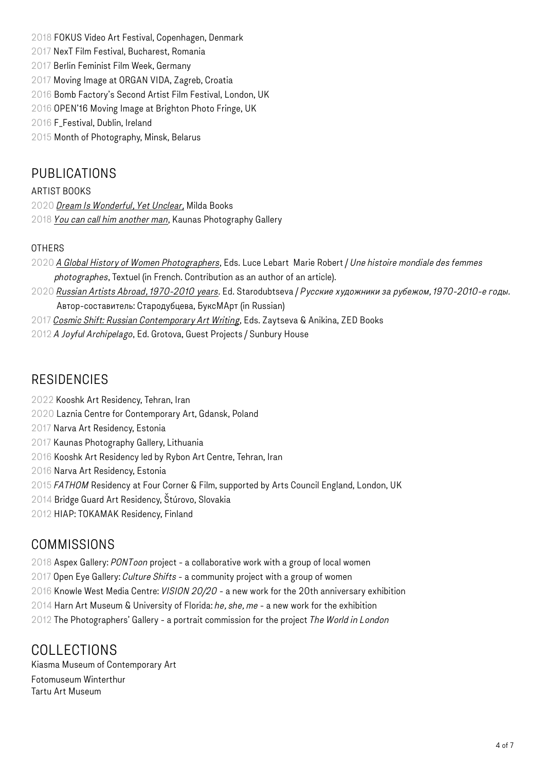2018 FOKUS Video Art Festival, Copenhagen, Denmark
2017 NexT Film Festival, Bucharest, Romania
2017 Berlin Feminist Film Week, Germany
2017 Moving Image at ORGAN VIDA, Zagreb, Croatia
2016 Bomb Factory's Second Artist Film Festival, London, UK
2016 OPEN'16 Moving Image at Brighton Photo Fringe, UK
2016 F_Festival, Dublin, Ireland
2015 Month of Photography, Minsk, Belarus

## PUBLICATIONS

ARTIST BOOKS

2020 *Dream Is Wonderful, Yet Unclear*, Milda Books
2018 *You can call him another man*, Kaunas Photography Gallery

OTHERS

2020 *A Global History of Women Photographers*, Eds. Luce Lebart Marie Robert / *Une histoire mondiale des femmes photographes*, Textuel (in French. Contribution as an author of an article).
2020 *Russian Artists Abroad, 1970-2010 years*. Ed. Starodubtseva / *Русские художники за рубежом, 1970-2010-е годы.* Автор-составитель: Стародубцева, БуксМАрт (in Russian)
2017 *Cosmic Shift: Russian Contemporary Art Writing*, Eds. Zaytseva & Anikina, ZED Books
2012 *A Joyful Archipelago*, Ed. Grotova, Guest Projects / Sunbury House

## RESIDENCIES

2022 Kooshk Art Residency, Tehran, Iran
2020 Laznia Centre for Contemporary Art, Gdansk, Poland
2017 Narva Art Residency, Estonia
2017 Kaunas Photography Gallery, Lithuania
2016 Kooshk Art Residency led by Rybon Art Centre, Tehran, Iran
2016 Narva Art Residency, Estonia
2015 *FATHOM* Residency at Four Corner & Film, supported by Arts Council England, London, UK
2014 Bridge Guard Art Residency, Štúrovo, Slovakia
2012 HIAP: TOKAMAK Residency, Finland

## COMMISSIONS

2018 Aspex Gallery: *PONToon* project - a collaborative work with a group of local women
2017 Open Eye Gallery: *Culture Shifts* - a community project with a group of women
2016 Knowle West Media Centre: *VISION 20/20* - a new work for the 20th anniversary exhibition
2014 Harn Art Museum & University of Florida: *he, she, me* - a new work for the exhibition
2012 The Photographers' Gallery - a portrait commission for the project *The World in London*

## COLLECTIONS

Kiasma Museum of Contemporary Art
Fotomuseum Winterthur
Tartu Art Museum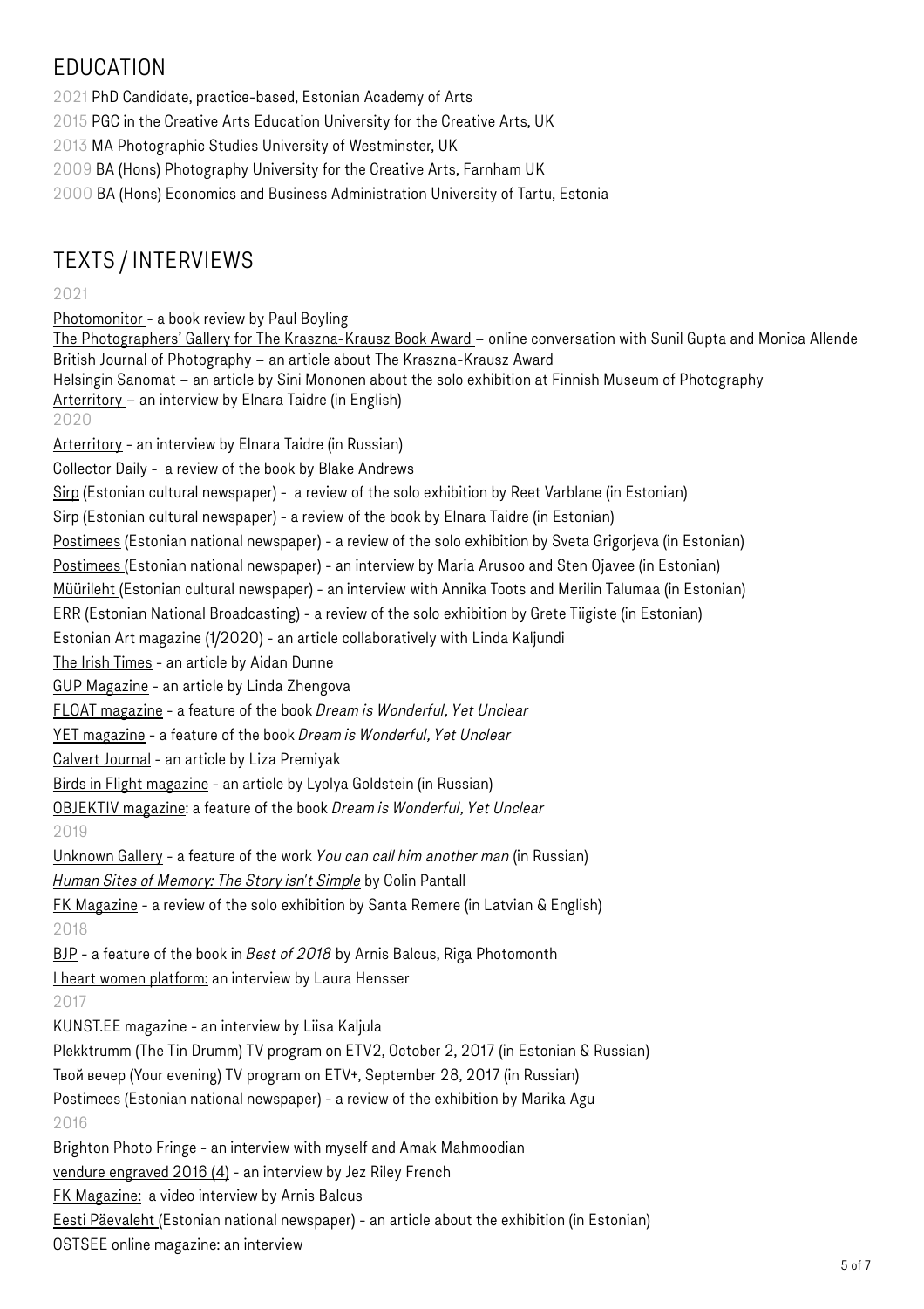## EDUCATION

2021 PhD Candidate, practice-based, Estonian Academy of Arts
2015 PGC in the Creative Arts Education University for the Creative Arts, UK
2013 MA Photographic Studies University of Westminster, UK
2009 BA (Hons) Photography University for the Creative Arts, Farnham UK
2000 BA (Hons) Economics and Business Administration University of Tartu, Estonia

## TEXTS / INTERVIEWS

2021

Photomonitor - a book review by Paul Boyling
The Photographers' Gallery for The Kraszna-Krausz Book Award – online conversation with Sunil Gupta and Monica Allende
British Journal of Photography – an article about The Kraszna-Krausz Award
Helsingin Sanomat – an article by Sini Mononen about the solo exhibition at Finnish Museum of Photography
Arterritory – an interview by Elnara Taidre (in English)

2020

Arterritory - an interview by Elnara Taidre (in Russian)
Collector Daily - a review of the book by Blake Andrews
Sirp (Estonian cultural newspaper) - a review of the solo exhibition by Reet Varblane (in Estonian)
Sirp (Estonian cultural newspaper) - a review of the book by Elnara Taidre (in Estonian)
Postimees (Estonian national newspaper) - a review of the solo exhibition by Sveta Grigorjeva (in Estonian)
Postimees (Estonian national newspaper) - an interview by Maria Arusoo and Sten Ojavee (in Estonian)
Müürileht (Estonian cultural newspaper) - an interview with Annika Toots and Merilin Talumaa (in Estonian)
ERR (Estonian National Broadcasting) - a review of the solo exhibition by Grete Tiigiste (in Estonian)
Estonian Art magazine (1/2020) - an article collaboratively with Linda Kaljundi
The Irish Times - an article by Aidan Dunne
GUP Magazine - an article by Linda Zhengova
FLOAT magazine - a feature of the book *Dream is Wonderful, Yet Unclear*
YET magazine - a feature of the book *Dream is Wonderful, Yet Unclear*
Calvert Journal - an article by Liza Premiyak
Birds in Flight magazine - an article by Lyolya Goldstein (in Russian)
OBJEKTIV magazine: a feature of the book *Dream is Wonderful, Yet Unclear*

2019

Unknown Gallery - a feature of the work *You can call him another man* (in Russian)
*Human Sites of Memory: The Story isn't Simple* by Colin Pantall
FK Magazine - a review of the solo exhibition by Santa Remere (in Latvian & English)

2018

BJP - a feature of the book in *Best of 2018* by Arnis Balcus, Riga Photomonth
I heart women platform: an interview by Laura Hensser

2017

KUNST.EE magazine - an interview by Liisa Kaljula
Plekktrumm (The Tin Drumm) TV program on ETV2, October 2, 2017 (in Estonian & Russian)
Твой вечер (Your evening) TV program on ETV+, September 28, 2017 (in Russian)
Postimees (Estonian national newspaper) - a review of the exhibition by Marika Agu

2016

Brighton Photo Fringe - an interview with myself and Amak Mahmoodian
vendure engraved 2016 (4) - an interview by Jez Riley French
FK Magazine: a video interview by Arnis Balcus
Eesti Päevaleht (Estonian national newspaper) - an article about the exhibition (in Estonian)
OSTSEE online magazine: an interview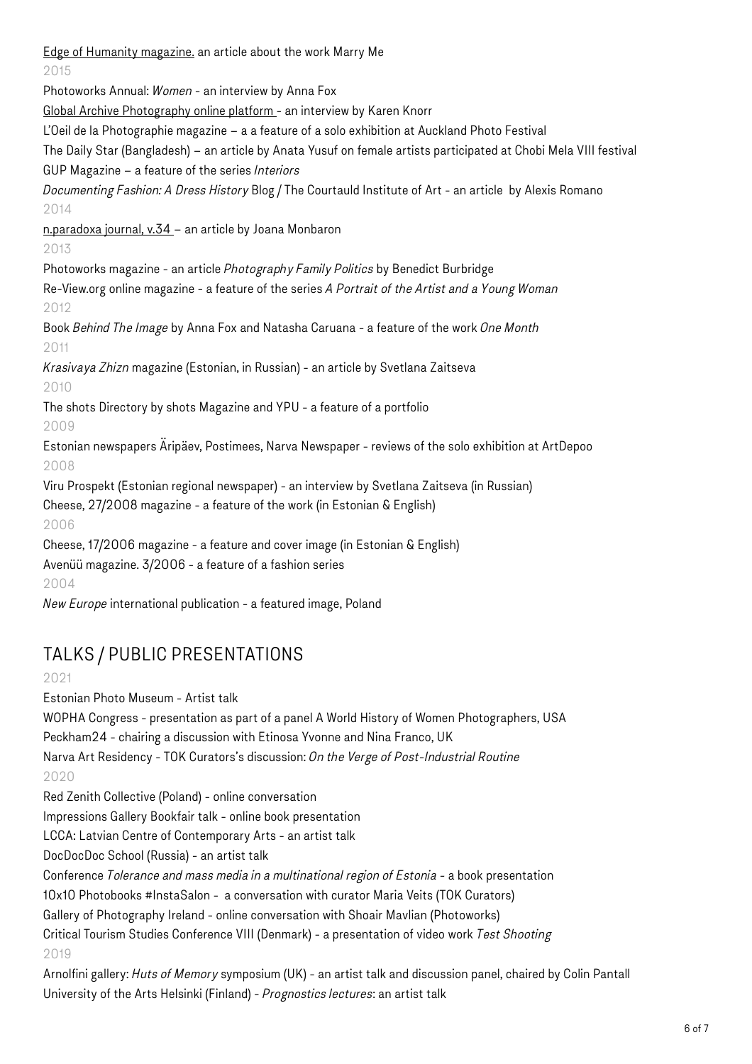Edge of Humanity magazine. an article about the work Marry Me

2015

Photoworks Annual: *Women* - an interview by Anna Fox

Global Archive Photography online platform - an interview by Karen Knorr

L'Oeil de la Photographie magazine – a a feature of a solo exhibition at Auckland Photo Festival

The Daily Star (Bangladesh) – an article by Anata Yusuf on female artists participated at Chobi Mela VIII festival

GUP Magazine – a feature of the series *Interiors*

*Documenting Fashion: A Dress History* Blog / The Courtauld Institute of Art - an article by Alexis Romano

2014

n.paradoxa journal, v.34 – an article by Joana Monbaron

2013

Photoworks magazine - an article *Photography Family Politics* by Benedict Burbridge

Re-View.org online magazine - a feature of the series *A Portrait of the Artist and a Young Woman*

2012

Book *Behind The Image* by Anna Fox and Natasha Caruana - a feature of the work *One Month*

2011

*Krasivaya Zhizn* magazine (Estonian, in Russian) - an article by Svetlana Zaitseva

2010

The shots Directory by shots Magazine and YPU - a feature of a portfolio

2009

Estonian newspapers Äripäev, Postimees, Narva Newspaper - reviews of the solo exhibition at ArtDepoo

2008

Viru Prospekt (Estonian regional newspaper) - an interview by Svetlana Zaitseva (in Russian)

Cheese, 27/2008 magazine - a feature of the work (in Estonian & English)

2006

Cheese, 17/2006 magazine - a feature and cover image (in Estonian & English)

Avenüü magazine. 3/2006 - a feature of a fashion series

2004

*New Europe* international publication - a featured image, Poland

## TALKS / PUBLIC PRESENTATIONS

2021

Estonian Photo Museum - Artist talk

WOPHA Congress - presentation as part of a panel A World History of Women Photographers, USA

Peckham24 - chairing a discussion with Etinosa Yvonne and Nina Franco, UK

Narva Art Residency - TOK Curators's discussion: *On the Verge of Post-Industrial Routine*

2020

Red Zenith Collective (Poland) - online conversation

Impressions Gallery Bookfair talk - online book presentation

LCCA: Latvian Centre of Contemporary Arts - an artist talk

DocDocDoc School (Russia) - an artist talk

Conference *Tolerance and mass media in a multinational region of Estonia* - a book presentation

10x10 Photobooks #InstaSalon - a conversation with curator Maria Veits (TOK Curators)

Gallery of Photography Ireland - online conversation with Shoair Mavlian (Photoworks)

Critical Tourism Studies Conference VIII (Denmark) - a presentation of video work *Test Shooting*

2019

Arnolfini gallery: *Huts of Memory* symposium (UK) - an artist talk and discussion panel, chaired by Colin Pantall

University of the Arts Helsinki (Finland) - *Prognostics lectures*: an artist talk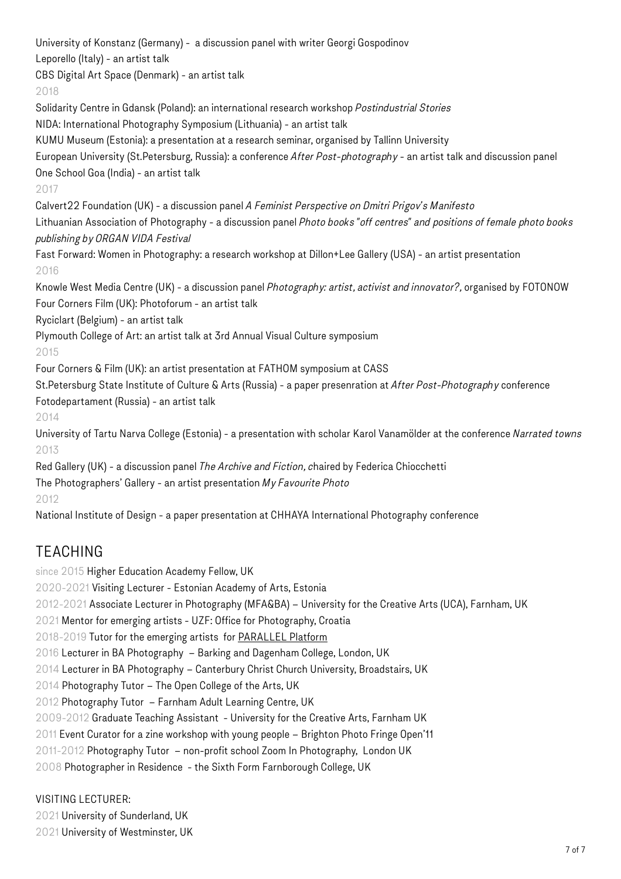University of Konstanz (Germany) - a discussion panel with writer Georgi Gospodinov

Leporello (Italy) - an artist talk

CBS Digital Art Space (Denmark) - an artist talk

2018

Solidarity Centre in Gdansk (Poland): an international research workshop *Postindustrial Stories*

NIDA: International Photography Symposium (Lithuania) - an artist talk

KUMU Museum (Estonia): a presentation at a research seminar, organised by Tallinn University

European University (St.Petersburg, Russia): a conference *After Post-photography* - an artist talk and discussion panel

One School Goa (India) - an artist talk

2017

Calvert22 Foundation (UK) - a discussion panel *A Feminist Perspective on Dmitri Prigov's Manifesto*

Lithuanian Association of Photography - a discussion panel *Photo books "off centres" and positions of female photo books publishing by ORGAN VIDA Festival*

Fast Forward: Women in Photography: a research workshop at Dillon+Lee Gallery (USA) - an artist presentation

2016

Knowle West Media Centre (UK) - a discussion panel *Photography: artist, activist and innovator?,* organised by FOTONOW

Four Corners Film (UK): Photoforum - an artist talk

Ryciclart (Belgium) - an artist talk

Plymouth College of Art: an artist talk at 3rd Annual Visual Culture symposium

2015

Four Corners & Film (UK): an artist presentation at FATHOM symposium at CASS

St.Petersburg State Institute of Culture & Arts (Russia) - a paper presenration at *After Post-Photography* conference

Fotodepartament (Russia) - an artist talk

2014

University of Tartu Narva College (Estonia) - a presentation with scholar Karol Vanamölder at the conference *Narrated towns*

2013

Red Gallery (UK) - a discussion panel *The Archive and Fiction,* chaired by Federica Chiocchetti

The Photographers' Gallery - an artist presentation *My Favourite Photo*

2012

National Institute of Design - a paper presentation at CHHAYA International Photography conference

## TEACHING

since 2015 Higher Education Academy Fellow, UK

2020-2021 Visiting Lecturer - Estonian Academy of Arts, Estonia

2012-2021 Associate Lecturer in Photography (MFA&BA) – University for the Creative Arts (UCA), Farnham, UK

2021 Mentor for emerging artists - UZF: Office for Photography, Croatia

2018-2019 Tutor for the emerging artists for PARALLEL Platform

2016 Lecturer in BA Photography – Barking and Dagenham College, London, UK

2014 Lecturer in BA Photography – Canterbury Christ Church University, Broadstairs, UK

2014 Photography Tutor – The Open College of the Arts, UK

2012 Photography Tutor – Farnham Adult Learning Centre, UK

2009-2012 Graduate Teaching Assistant - University for the Creative Arts, Farnham UK

2011 Event Curator for a zine workshop with young people – Brighton Photo Fringe Open'11

2011-2012 Photography Tutor – non-profit school Zoom In Photography, London UK

2008 Photographer in Residence - the Sixth Form Farnborough College, UK

VISITING LECTURER:

2021 University of Sunderland, UK

2021 University of Westminster, UK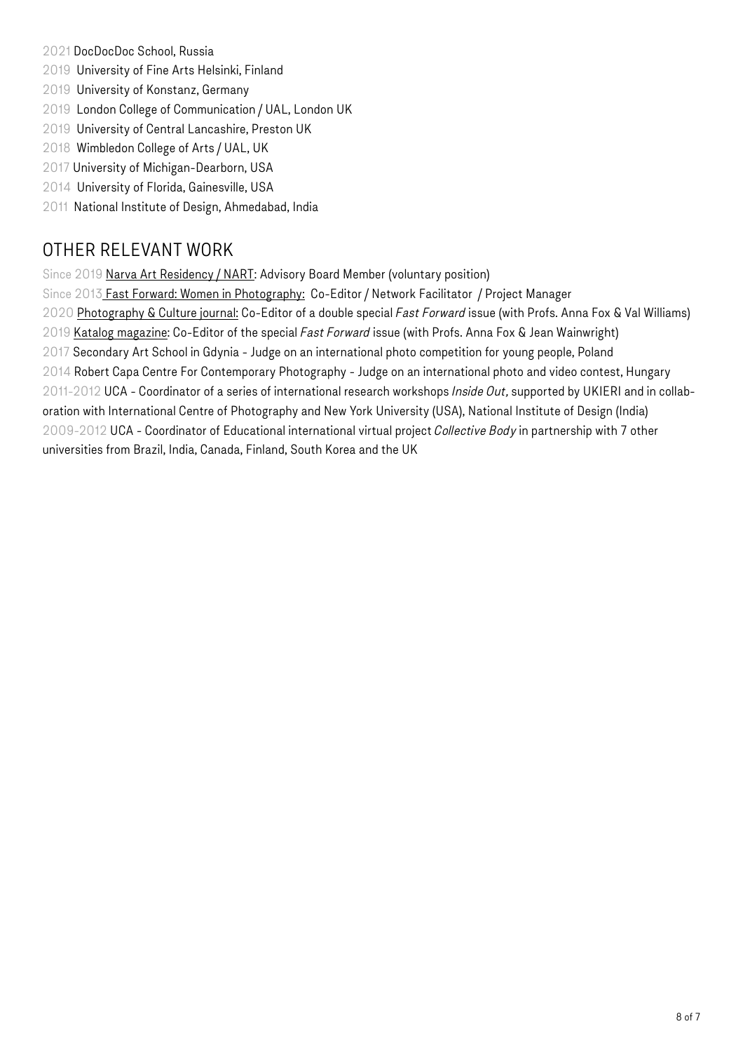2021 DocDocDoc School, Russia
2019 University of Fine Arts Helsinki, Finland
2019 University of Konstanz, Germany
2019 London College of Communication / UAL, London UK
2019 University of Central Lancashire, Preston UK
2018 Wimbledon College of Arts / UAL, UK
2017 University of Michigan-Dearborn, USA
2014 University of Florida, Gainesville, USA
2011 National Institute of Design, Ahmedabad, India

## OTHER RELEVANT WORK

Since 2019 Narva Art Residency / NART: Advisory Board Member (voluntary position)
Since 2013 Fast Forward: Women in Photography: Co-Editor / Network Facilitator / Project Manager
2020 Photography & Culture journal: Co-Editor of a double special *Fast Forward* issue (with Profs. Anna Fox & Val Williams)
2019 Katalog magazine: Co-Editor of the special *Fast Forward* issue (with Profs. Anna Fox & Jean Wainwright)
2017 Secondary Art School in Gdynia - Judge on an international photo competition for young people, Poland
2014 Robert Capa Centre For Contemporary Photography - Judge on an international photo and video contest, Hungary
2011-2012 UCA - Coordinator of a series of international research workshops *Inside Out*, supported by UKIERI and in collaboration with International Centre of Photography and New York University (USA), National Institute of Design (India)
2009-2012 UCA - Coordinator of Educational international virtual project *Collective Body* in partnership with 7 other universities from Brazil, India, Canada, Finland, South Korea and the UK